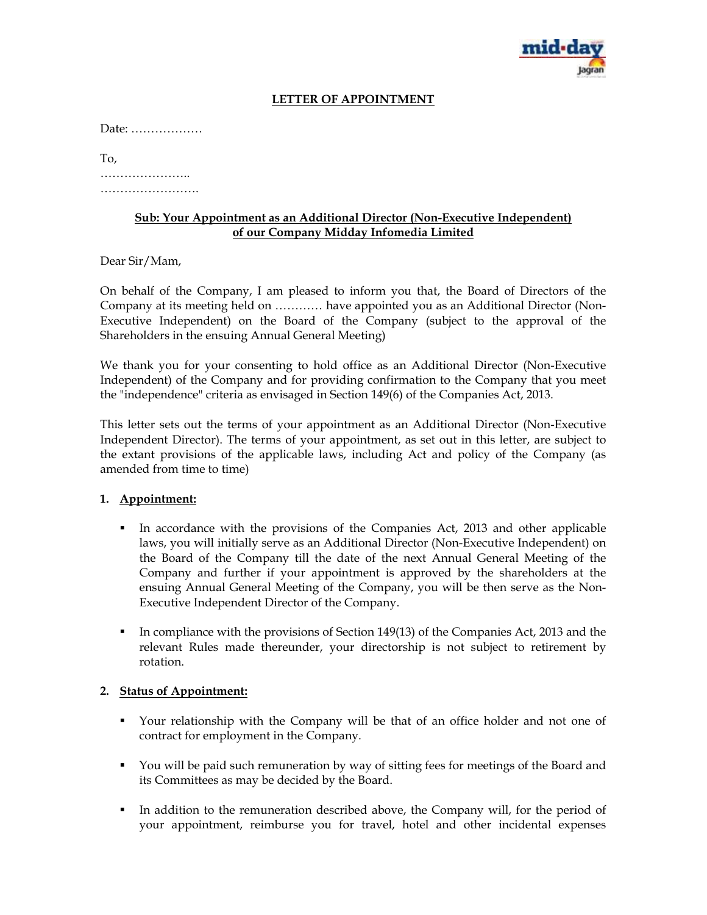# LETTER OF APPOINTMENT

Date: ………………

To,
…………………..
…………………….

**Sub: Your Appointment as an Additional Director (Non-Executive Independent) of our Company Midday Infomedia Limited**

Dear Sir/Mam,

On behalf of the Company, I am pleased to inform you that, the Board of Directors of the Company at its meeting held on ………… have appointed you as an Additional Director (Non-Executive Independent) on the Board of the Company (subject to the approval of the Shareholders in the ensuing Annual General Meeting)

We thank you for your consenting to hold office as an Additional Director (Non-Executive Independent) of the Company and for providing confirmation to the Company that you meet the "independence" criteria as envisaged in Section 149(6) of the Companies Act, 2013.

This letter sets out the terms of your appointment as an Additional Director (Non-Executive Independent Director). The terms of your appointment, as set out in this letter, are subject to the extant provisions of the applicable laws, including Act and policy of the Company (as amended from time to time)

1. **Appointment:**

   - In accordance with the provisions of the Companies Act, 2013 and other applicable laws, you will initially serve as an Additional Director (Non-Executive Independent) on the Board of the Company till the date of the next Annual General Meeting of the Company and further if your appointment is approved by the shareholders at the ensuing Annual General Meeting of the Company, you will be then serve as the Non-Executive Independent Director of the Company.

   - In compliance with the provisions of Section 149(13) of the Companies Act, 2013 and the relevant Rules made thereunder, your directorship is not subject to retirement by rotation.

2. **Status of Appointment:**

   - Your relationship with the Company will be that of an office holder and not one of contract for employment in the Company.

   - You will be paid such remuneration by way of sitting fees for meetings of the Board and its Committees as may be decided by the Board.

   - In addition to the remuneration described above, the Company will, for the period of your appointment, reimburse you for travel, hotel and other incidental expenses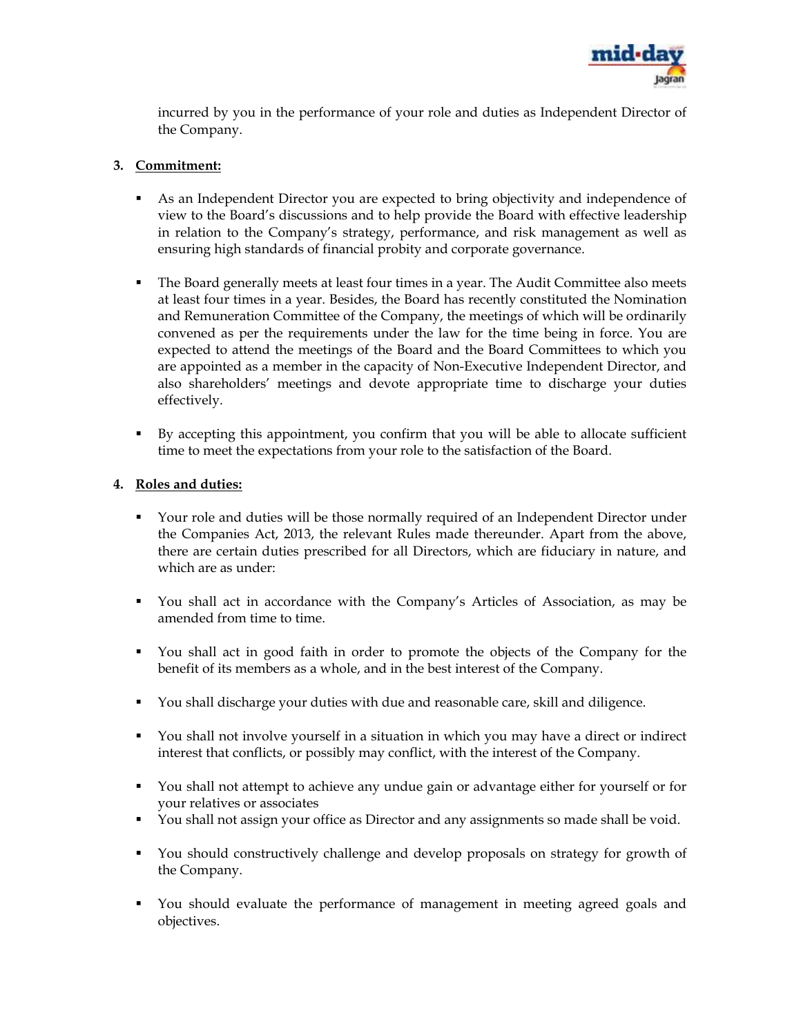incurred by you in the performance of your role and duties as Independent Director of the Company.

3. **Commitment:**

- As an Independent Director you are expected to bring objectivity and independence of view to the Board's discussions and to help provide the Board with effective leadership in relation to the Company's strategy, performance, and risk management as well as ensuring high standards of financial probity and corporate governance.

- The Board generally meets at least four times in a year. The Audit Committee also meets at least four times in a year. Besides, the Board has recently constituted the Nomination and Remuneration Committee of the Company, the meetings of which will be ordinarily convened as per the requirements under the law for the time being in force. You are expected to attend the meetings of the Board and the Board Committees to which you are appointed as a member in the capacity of Non-Executive Independent Director, and also shareholders' meetings and devote appropriate time to discharge your duties effectively.

- By accepting this appointment, you confirm that you will be able to allocate sufficient time to meet the expectations from your role to the satisfaction of the Board.

4. **Roles and duties:**

- Your role and duties will be those normally required of an Independent Director under the Companies Act, 2013, the relevant Rules made thereunder. Apart from the above, there are certain duties prescribed for all Directors, which are fiduciary in nature, and which are as under:

- You shall act in accordance with the Company's Articles of Association, as may be amended from time to time.

- You shall act in good faith in order to promote the objects of the Company for the benefit of its members as a whole, and in the best interest of the Company.

- You shall discharge your duties with due and reasonable care, skill and diligence.

- You shall not involve yourself in a situation in which you may have a direct or indirect interest that conflicts, or possibly may conflict, with the interest of the Company.

- You shall not attempt to achieve any undue gain or advantage either for yourself or for your relatives or associates
- You shall not assign your office as Director and any assignments so made shall be void.

- You should constructively challenge and develop proposals on strategy for growth of the Company.

- You should evaluate the performance of management in meeting agreed goals and objectives.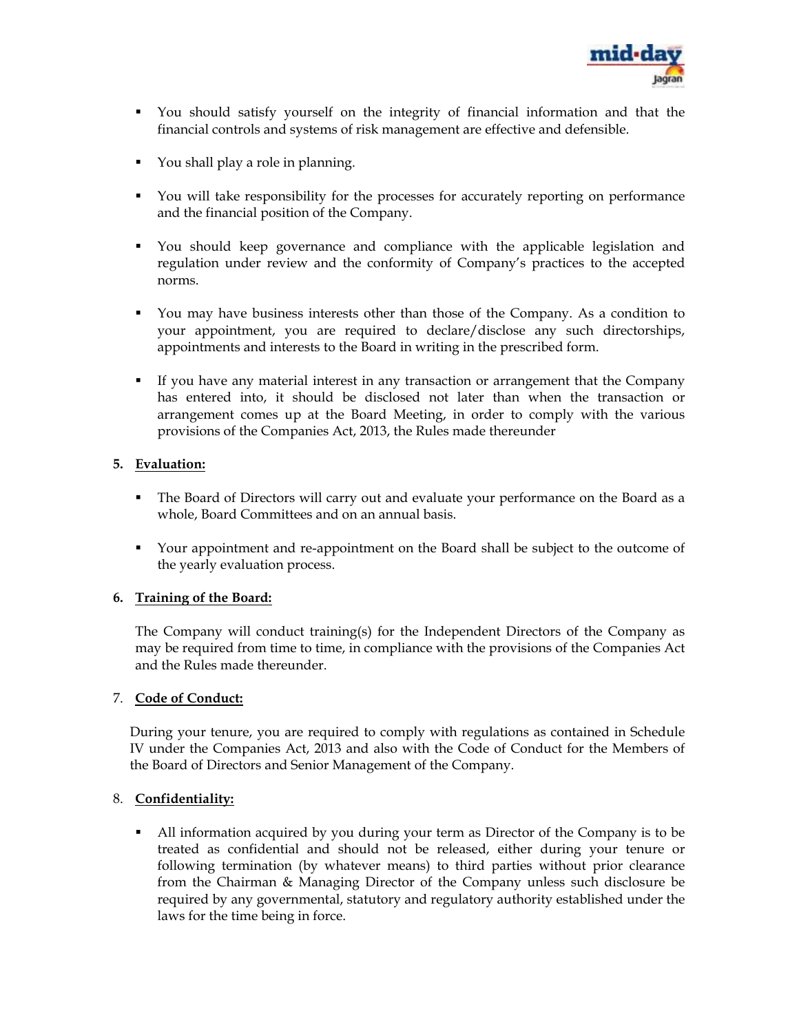- You should satisfy yourself on the integrity of financial information and that the financial controls and systems of risk management are effective and defensible.

- You shall play a role in planning.

- You will take responsibility for the processes for accurately reporting on performance and the financial position of the Company.

- You should keep governance and compliance with the applicable legislation and regulation under review and the conformity of Company's practices to the accepted norms.

- You may have business interests other than those of the Company. As a condition to your appointment, you are required to declare/disclose any such directorships, appointments and interests to the Board in writing in the prescribed form.

- If you have any material interest in any transaction or arrangement that the Company has entered into, it should be disclosed not later than when the transaction or arrangement comes up at the Board Meeting, in order to comply with the various provisions of the Companies Act, 2013, the Rules made thereunder

**5. <u>Evaluation:</u>**

- The Board of Directors will carry out and evaluate your performance on the Board as a whole, Board Committees and on an annual basis.

- Your appointment and re-appointment on the Board shall be subject to the outcome of the yearly evaluation process.

**6. <u>Training of the Board:</u>**

The Company will conduct training(s) for the Independent Directors of the Company as may be required from time to time, in compliance with the provisions of the Companies Act and the Rules made thereunder.

7. **<u>Code of Conduct:</u>**

During your tenure, you are required to comply with regulations as contained in Schedule IV under the Companies Act, 2013 and also with the Code of Conduct for the Members of the Board of Directors and Senior Management of the Company.

8. **<u>Confidentiality:</u>**

- All information acquired by you during your term as Director of the Company is to be treated as confidential and should not be released, either during your tenure or following termination (by whatever means) to third parties without prior clearance from the Chairman & Managing Director of the Company unless such disclosure be required by any governmental, statutory and regulatory authority established under the laws for the time being in force.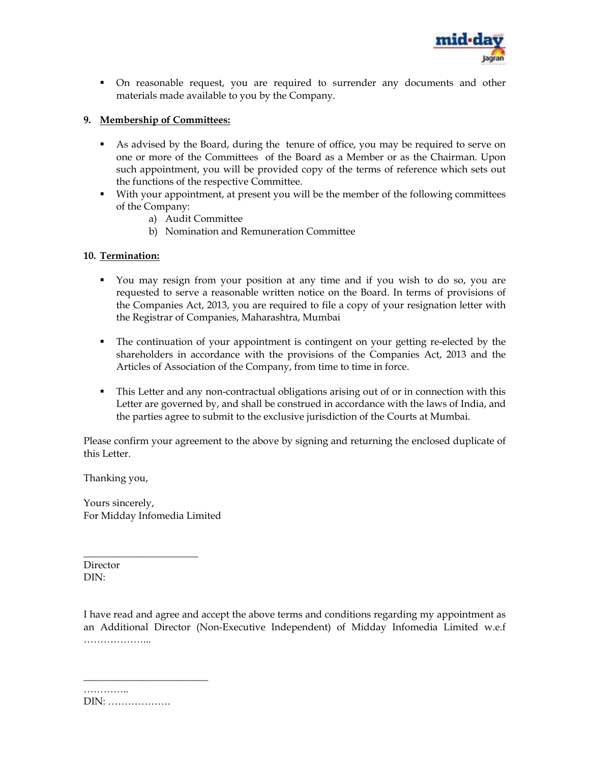- On reasonable request, you are required to surrender any documents and other materials made available to you by the Company.

**9. Membership of Committees:**

- As advised by the Board, during the tenure of office, you may be required to serve on one or more of the Committees of the Board as a Member or as the Chairman. Upon such appointment, you will be provided copy of the terms of reference which sets out the functions of the respective Committee.
- With your appointment, at present you will be the member of the following committees of the Company:
  - a) Audit Committee
  - b) Nomination and Remuneration Committee

**10. Termination:**

- You may resign from your position at any time and if you wish to do so, you are requested to serve a reasonable written notice on the Board. In terms of provisions of the Companies Act, 2013, you are required to file a copy of your resignation letter with the Registrar of Companies, Maharashtra, Mumbai

- The continuation of your appointment is contingent on your getting re-elected by the shareholders in accordance with the provisions of the Companies Act, 2013 and the Articles of Association of the Company, from time to time in force.

- This Letter and any non-contractual obligations arising out of or in connection with this Letter are governed by, and shall be construed in accordance with the laws of India, and the parties agree to submit to the exclusive jurisdiction of the Courts at Mumbai.

Please confirm your agreement to the above by signing and returning the enclosed duplicate of this Letter.

Thanking you,

Yours sincerely,
For Midday Infomedia Limited

_______________________
Director
DIN:

I have read and agree and accept the above terms and conditions regarding my appointment as an Additional Director (Non-Executive Independent) of Midday Infomedia Limited w.e.f ………………...

_________________________
…………..
DIN: ……………….